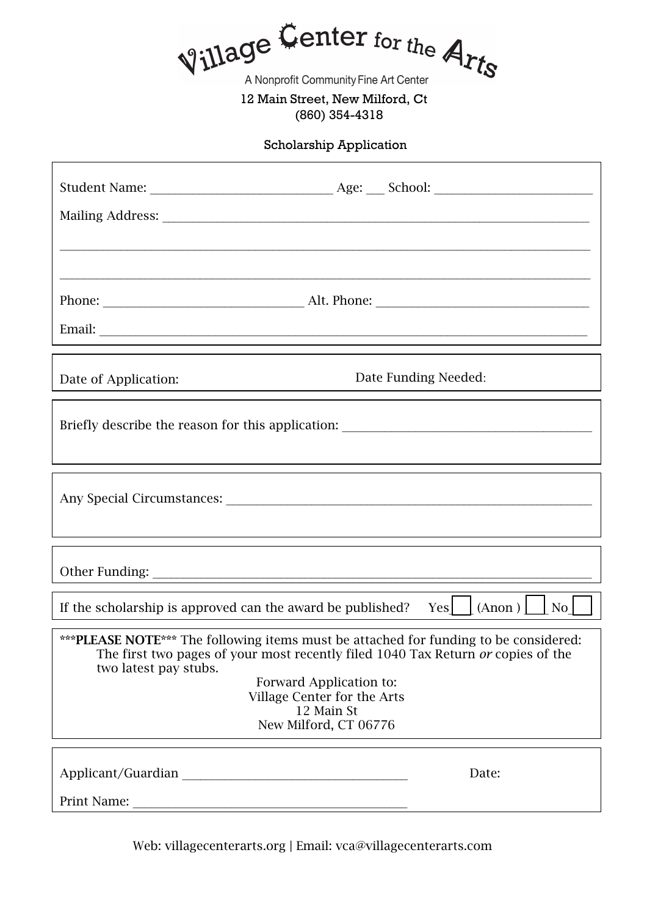# Village Center for the Arts

A Nonprofit Community Fine Art Center

12 Main Street, New Milford, Ct

(860) 354-4318

## Scholarship Application

Student Name: ____________________________ Age: ___ School: ________________________

Mailing Address: ____________________________________________________________________

_____________________________________________________________________________________

_____________________________________________________________________________________

Phone: ______________________________ Alt. Phone: _________________________________

Email: ______________________________________________________________________________

Date of Application:  Date Funding Needed:

Briefly describe the reason for this application: _______________________________________

Any Special Circumstances: ___________________________________________________________

Other Funding: ______________________________________________________________________

If the scholarship is approved can the award be published? Yes ☐ (Anon) ☐ No ☐

**\*\*\*PLEASE NOTE\*\*\*** The following items must be attached for funding to be considered: The first two pages of your most recently filed 1040 Tax Return *or* copies of the two latest pay stubs.

Forward Application to:
Village Center for the Arts
12 Main St
New Milford, CT 06776

Applicant/Guardian ___________________________________ Date:

Print Name: ___________________________________________

Web: villagecenterarts.org | Email: vca@villagecenterarts.com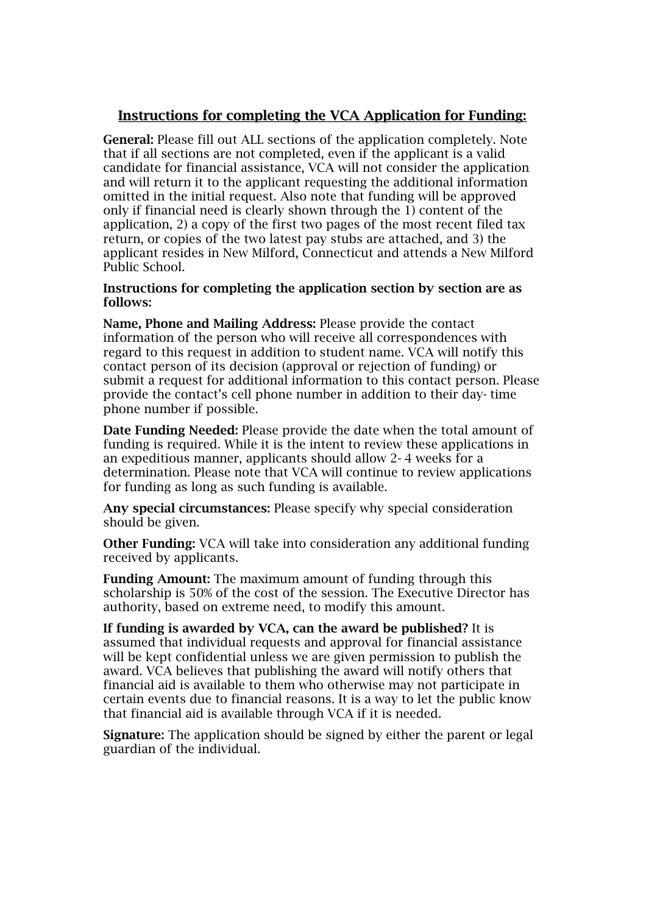## Instructions for completing the VCA Application for Funding:

**General:** Please fill out ALL sections of the application completely. Note that if all sections are not completed, even if the applicant is a valid candidate for financial assistance, VCA will not consider the application and will return it to the applicant requesting the additional information omitted in the initial request. Also note that funding will be approved only if financial need is clearly shown through the 1) content of the application, 2) a copy of the first two pages of the most recent filed tax return, or copies of the two latest pay stubs are attached, and 3) the applicant resides in New Milford, Connecticut and attends a New Milford Public School.

**Instructions for completing the application section by section are as follows:**

**Name, Phone and Mailing Address:** Please provide the contact information of the person who will receive all correspondences with regard to this request in addition to student name. VCA will notify this contact person of its decision (approval or rejection of funding) or submit a request for additional information to this contact person. Please provide the contact's cell phone number in addition to their day- time phone number if possible.

**Date Funding Needed:** Please provide the date when the total amount of funding is required. While it is the intent to review these applications in an expeditious manner, applicants should allow 2- 4 weeks for a determination. Please note that VCA will continue to review applications for funding as long as such funding is available.

**Any special circumstances:** Please specify why special consideration should be given.

**Other Funding:** VCA will take into consideration any additional funding received by applicants.

**Funding Amount:** The maximum amount of funding through this scholarship is 50% of the cost of the session. The Executive Director has authority, based on extreme need, to modify this amount.

**If funding is awarded by VCA, can the award be published?** It is assumed that individual requests and approval for financial assistance will be kept confidential unless we are given permission to publish the award. VCA believes that publishing the award will notify others that financial aid is available to them who otherwise may not participate in certain events due to financial reasons. It is a way to let the public know that financial aid is available through VCA if it is needed.

**Signature:** The application should be signed by either the parent or legal guardian of the individual.